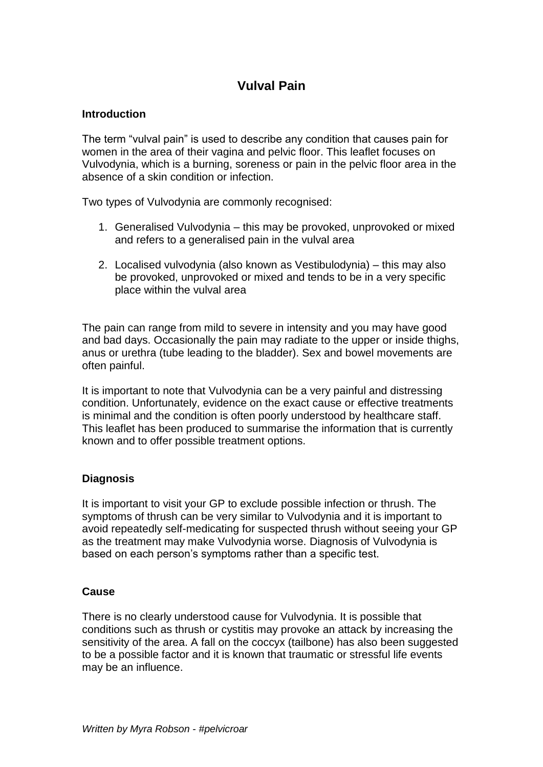# Vulval Pain

## Introduction

The term "vulval pain" is used to describe any condition that causes pain for women in the area of their vagina and pelvic floor. This leaflet focuses on Vulvodynia, which is a burning, soreness or pain in the pelvic floor area in the absence of a skin condition or infection.

Two types of Vulvodynia are commonly recognised:

1. Generalised Vulvodynia – this may be provoked, unprovoked or mixed and refers to a generalised pain in the vulval area
2. Localised vulvodynia (also known as Vestibulodynia) – this may also be provoked, unprovoked or mixed and tends to be in a very specific place within the vulval area

The pain can range from mild to severe in intensity and you may have good and bad days. Occasionally the pain may radiate to the upper or inside thighs, anus or urethra (tube leading to the bladder). Sex and bowel movements are often painful.

It is important to note that Vulvodynia can be a very painful and distressing condition. Unfortunately, evidence on the exact cause or effective treatments is minimal and the condition is often poorly understood by healthcare staff. This leaflet has been produced to summarise the information that is currently known and to offer possible treatment options.

## Diagnosis

It is important to visit your GP to exclude possible infection or thrush. The symptoms of thrush can be very similar to Vulvodynia and it is important to avoid repeatedly self-medicating for suspected thrush without seeing your GP as the treatment may make Vulvodynia worse. Diagnosis of Vulvodynia is based on each person's symptoms rather than a specific test.

## Cause

There is no clearly understood cause for Vulvodynia. It is possible that conditions such as thrush or cystitis may provoke an attack by increasing the sensitivity of the area. A fall on the coccyx (tailbone) has also been suggested to be a possible factor and it is known that traumatic or stressful life events may be an influence.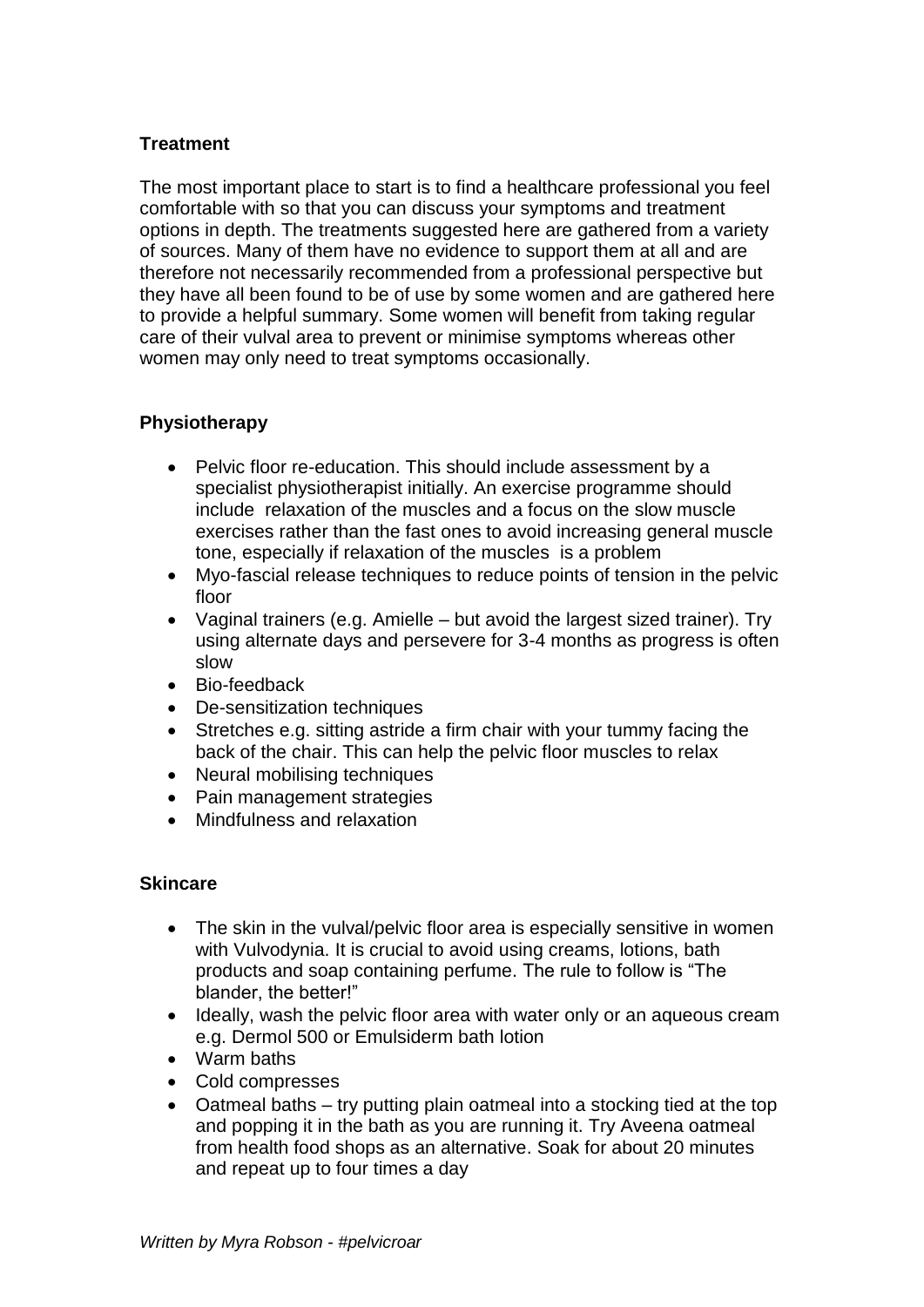**Treatment**

The most important place to start is to find a healthcare professional you feel comfortable with so that you can discuss your symptoms and treatment options in depth. The treatments suggested here are gathered from a variety of sources. Many of them have no evidence to support them at all and are therefore not necessarily recommended from a professional perspective but they have all been found to be of use by some women and are gathered here to provide a helpful summary. Some women will benefit from taking regular care of their vulval area to prevent or minimise symptoms whereas other women may only need to treat symptoms occasionally.

**Physiotherapy**

- Pelvic floor re-education. This should include assessment by a specialist physiotherapist initially. An exercise programme should include relaxation of the muscles and a focus on the slow muscle exercises rather than the fast ones to avoid increasing general muscle tone, especially if relaxation of the muscles is a problem
- Myo-fascial release techniques to reduce points of tension in the pelvic floor
- Vaginal trainers (e.g. Amielle – but avoid the largest sized trainer). Try using alternate days and persevere for 3-4 months as progress is often slow
- Bio-feedback
- De-sensitization techniques
- Stretches e.g. sitting astride a firm chair with your tummy facing the back of the chair. This can help the pelvic floor muscles to relax
- Neural mobilising techniques
- Pain management strategies
- Mindfulness and relaxation

**Skincare**

- The skin in the vulval/pelvic floor area is especially sensitive in women with Vulvodynia. It is crucial to avoid using creams, lotions, bath products and soap containing perfume. The rule to follow is "The blander, the better!"
- Ideally, wash the pelvic floor area with water only or an aqueous cream e.g. Dermol 500 or Emulsiderm bath lotion
- Warm baths
- Cold compresses
- Oatmeal baths – try putting plain oatmeal into a stocking tied at the top and popping it in the bath as you are running it. Try Aveena oatmeal from health food shops as an alternative. Soak for about 20 minutes and repeat up to four times a day

*Written by Myra Robson - #pelvicroar*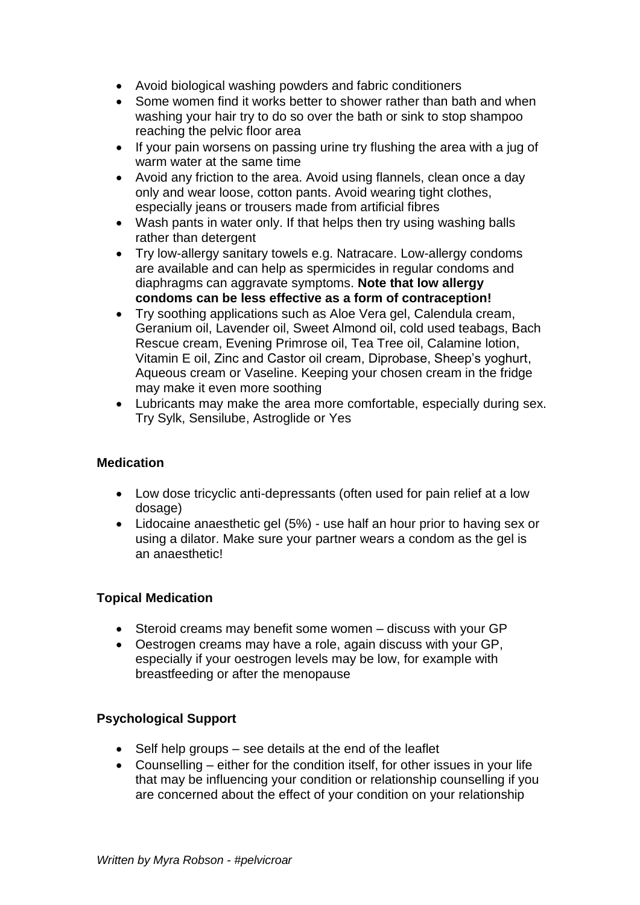- Avoid biological washing powders and fabric conditioners
- Some women find it works better to shower rather than bath and when washing your hair try to do so over the bath or sink to stop shampoo reaching the pelvic floor area
- If your pain worsens on passing urine try flushing the area with a jug of warm water at the same time
- Avoid any friction to the area. Avoid using flannels, clean once a day only and wear loose, cotton pants. Avoid wearing tight clothes, especially jeans or trousers made from artificial fibres
- Wash pants in water only. If that helps then try using washing balls rather than detergent
- Try low-allergy sanitary towels e.g. Natracare. Low-allergy condoms are available and can help as spermicides in regular condoms and diaphragms can aggravate symptoms. **Note that low allergy condoms can be less effective as a form of contraception!**
- Try soothing applications such as Aloe Vera gel, Calendula cream, Geranium oil, Lavender oil, Sweet Almond oil, cold used teabags, Bach Rescue cream, Evening Primrose oil, Tea Tree oil, Calamine lotion, Vitamin E oil, Zinc and Castor oil cream, Diprobase, Sheep's yoghurt, Aqueous cream or Vaseline. Keeping your chosen cream in the fridge may make it even more soothing
- Lubricants may make the area more comfortable, especially during sex. Try Sylk, Sensilube, Astroglide or Yes

**Medication**

- Low dose tricyclic anti-depressants (often used for pain relief at a low dosage)
- Lidocaine anaesthetic gel (5%) - use half an hour prior to having sex or using a dilator. Make sure your partner wears a condom as the gel is an anaesthetic!

**Topical Medication**

- Steroid creams may benefit some women – discuss with your GP
- Oestrogen creams may have a role, again discuss with your GP, especially if your oestrogen levels may be low, for example with breastfeeding or after the menopause

**Psychological Support**

- Self help groups – see details at the end of the leaflet
- Counselling – either for the condition itself, for other issues in your life that may be influencing your condition or relationship counselling if you are concerned about the effect of your condition on your relationship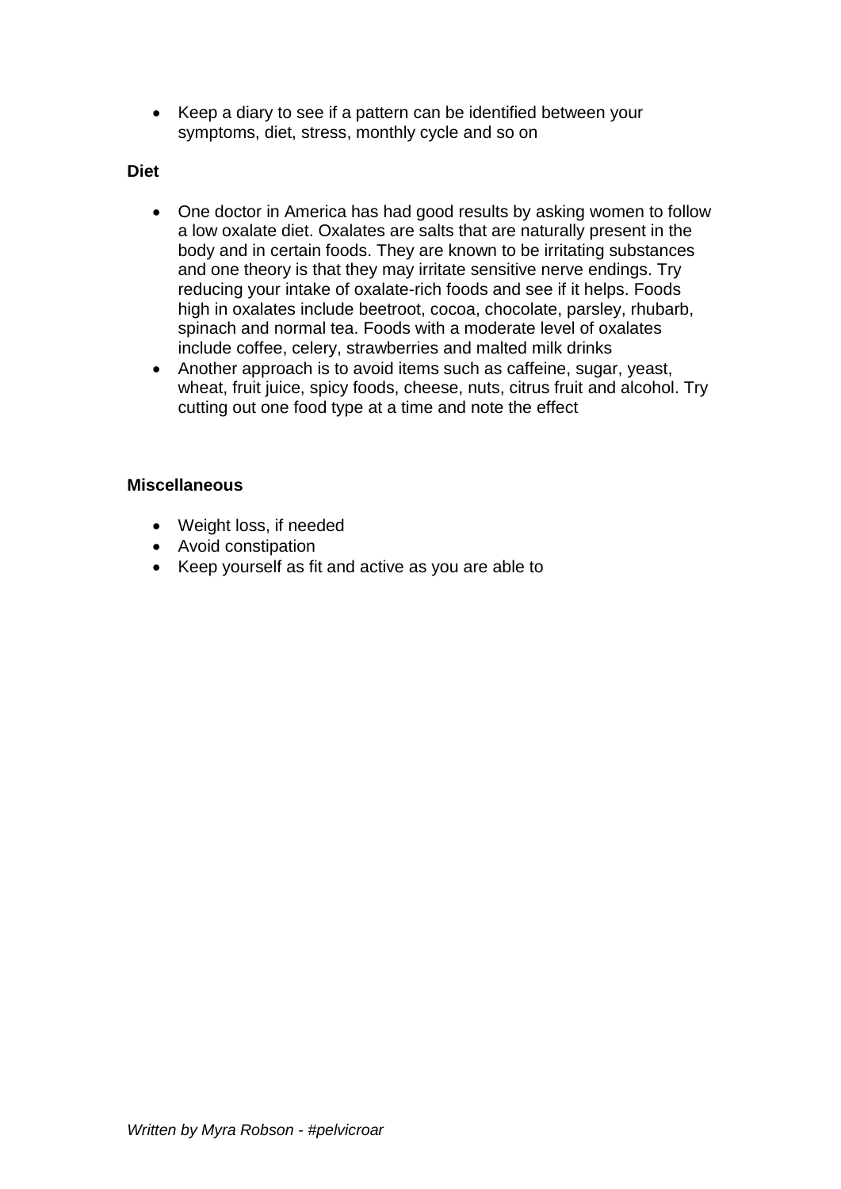- Keep a diary to see if a pattern can be identified between your symptoms, diet, stress, monthly cycle and so on

**Diet**

- One doctor in America has had good results by asking women to follow a low oxalate diet. Oxalates are salts that are naturally present in the body and in certain foods. They are known to be irritating substances and one theory is that they may irritate sensitive nerve endings. Try reducing your intake of oxalate-rich foods and see if it helps. Foods high in oxalates include beetroot, cocoa, chocolate, parsley, rhubarb, spinach and normal tea. Foods with a moderate level of oxalates include coffee, celery, strawberries and malted milk drinks
- Another approach is to avoid items such as caffeine, sugar, yeast, wheat, fruit juice, spicy foods, cheese, nuts, citrus fruit and alcohol. Try cutting out one food type at a time and note the effect

**Miscellaneous**

- Weight loss, if needed
- Avoid constipation
- Keep yourself as fit and active as you are able to

*Written by Myra Robson - #pelvicroar*